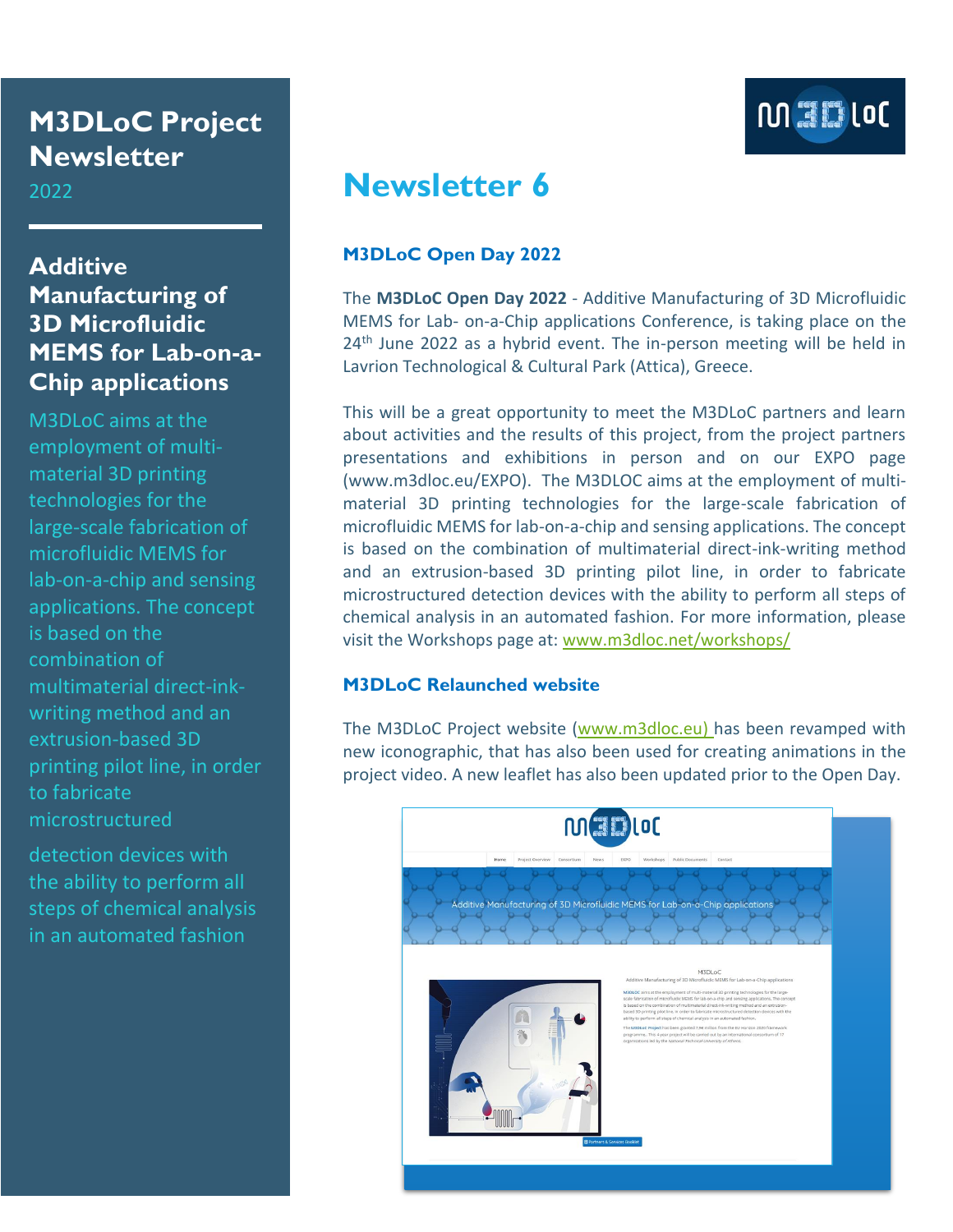# M3DLoC Project Newsletter

2022

## Additive Manufacturing of 3D Microfluidic MEMS for Lab-on-a-Chip applications

M3DLoC aims at the employment of multi-material 3D printing technologies for the large-scale fabrication of microfluidic MEMS for lab-on-a-chip and sensing applications. The concept is based on the combination of multimaterial direct-ink-writing method and an extrusion-based 3D printing pilot line, in order to fabricate microstructured detection devices with the ability to perform all steps of chemical analysis in an automated fashion

# Newsletter 6

### M3DLoC Open Day 2022

The **M3DLoC Open Day 2022** - Additive Manufacturing of 3D Microfluidic MEMS for Lab- on-a-Chip applications Conference, is taking place on the 24th June 2022 as a hybrid event. The in-person meeting will be held in Lavrion Technological & Cultural Park (Attica), Greece.

This will be a great opportunity to meet the M3DLoC partners and learn about activities and the results of this project, from the project partners presentations and exhibitions in person and on our EXPO page (www.m3dloc.eu/EXPO). The M3DLOC aims at the employment of multi-material 3D printing technologies for the large-scale fabrication of microfluidic MEMS for lab-on-a-chip and sensing applications. The concept is based on the combination of multimaterial direct-ink-writing method and an extrusion-based 3D printing pilot line, in order to fabricate microstructured detection devices with the ability to perform all steps of chemical analysis in an automated fashion. For more information, please visit the Workshops page at: www.m3dloc.net/workshops/

### M3DLoC Relaunched website

The M3DLoC Project website (www.m3dloc.eu) has been revamped with new iconographic, that has also been used for creating animations in the project video. A new leaflet has also been updated prior to the Open Day.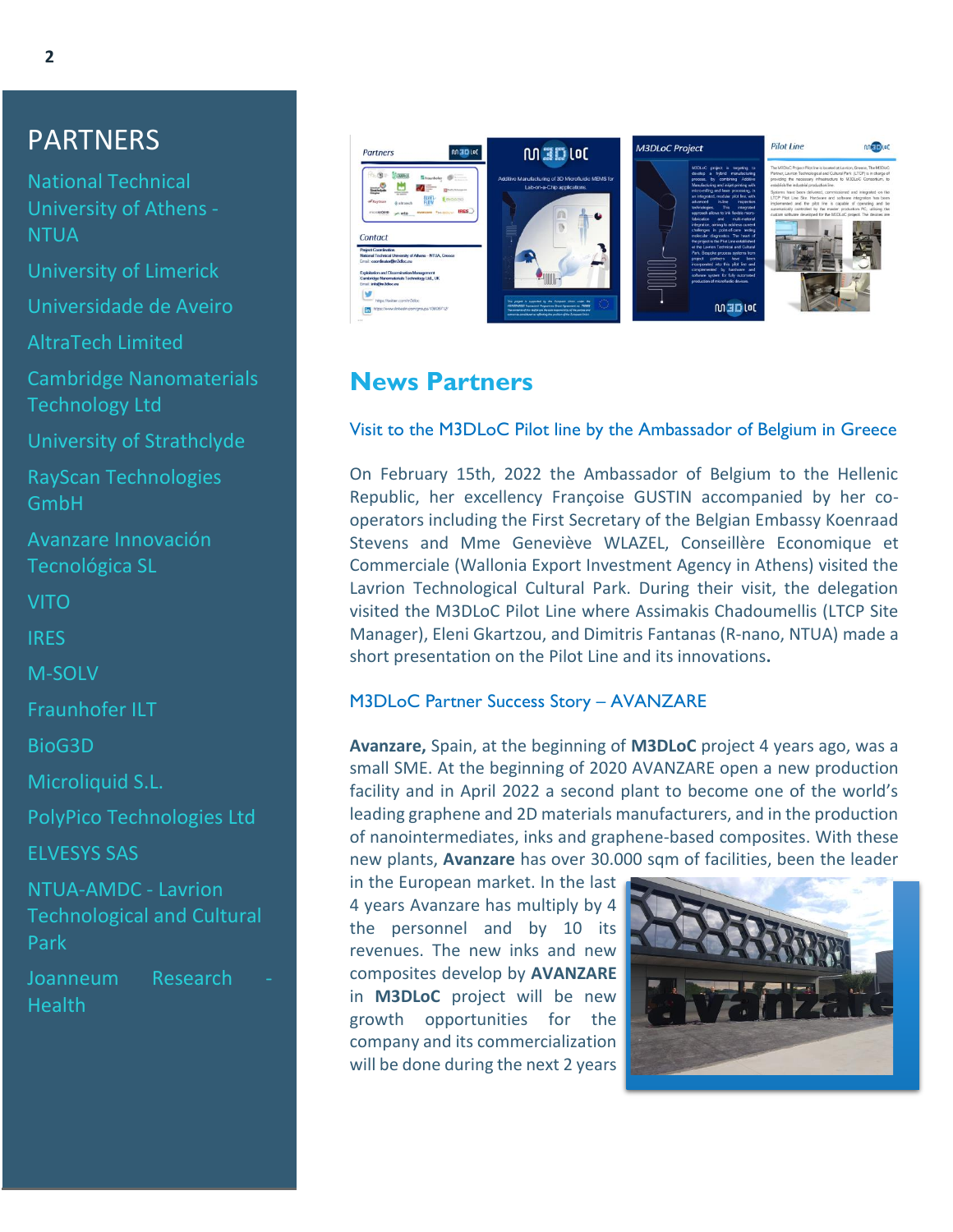## PARTNERS

National Technical University of Athens - NTUA

University of Limerick

Universidade de Aveiro

AltraTech Limited

Cambridge Nanomaterials Technology Ltd

University of Strathclyde

RayScan Technologies GmbH

Avanzare Innovación Tecnológica SL

VITO

IRES

M-SOLV

Fraunhofer ILT

BioG3D

Microliquid S.L.

PolyPico Technologies Ltd

ELVESYS SAS

NTUA-AMDC - Lavrion Technological and Cultural Park

Joanneum Research - Health

# News Partners

### Visit to the M3DLoC Pilot line by the Ambassador of Belgium in Greece

On February 15th, 2022 the Ambassador of Belgium to the Hellenic Republic, her excellency Françoise GUSTIN accompanied by her co-operators including the First Secretary of the Belgian Embassy Koenraad Stevens and Mme Geneviève WLAZEL, Conseillère Economique et Commerciale (Wallonia Export Investment Agency in Athens) visited the Lavrion Technological Cultural Park. During their visit, the delegation visited the M3DLoC Pilot Line where Assimakis Chadoumellis (LTCP Site Manager), Eleni Gkartzou, and Dimitris Fantanas (R-nano, NTUA) made a short presentation on the Pilot Line and its innovations.

### M3DLoC Partner Success Story – AVANZARE

**Avanzare,** Spain, at the beginning of **M3DLoC** project 4 years ago, was a small SME. At the beginning of 2020 AVANZARE open a new production facility and in April 2022 a second plant to become one of the world's leading graphene and 2D materials manufacturers, and in the production of nanointermediates, inks and graphene-based composites. With these new plants, **Avanzare** has over 30.000 sqm of facilities, been the leader in the European market. In the last 4 years Avanzare has multiply by 4 the personnel and by 10 its revenues. The new inks and new composites develop by **AVANZARE** in **M3DLoC** project will be new growth opportunities for the company and its commercialization will be done during the next 2 years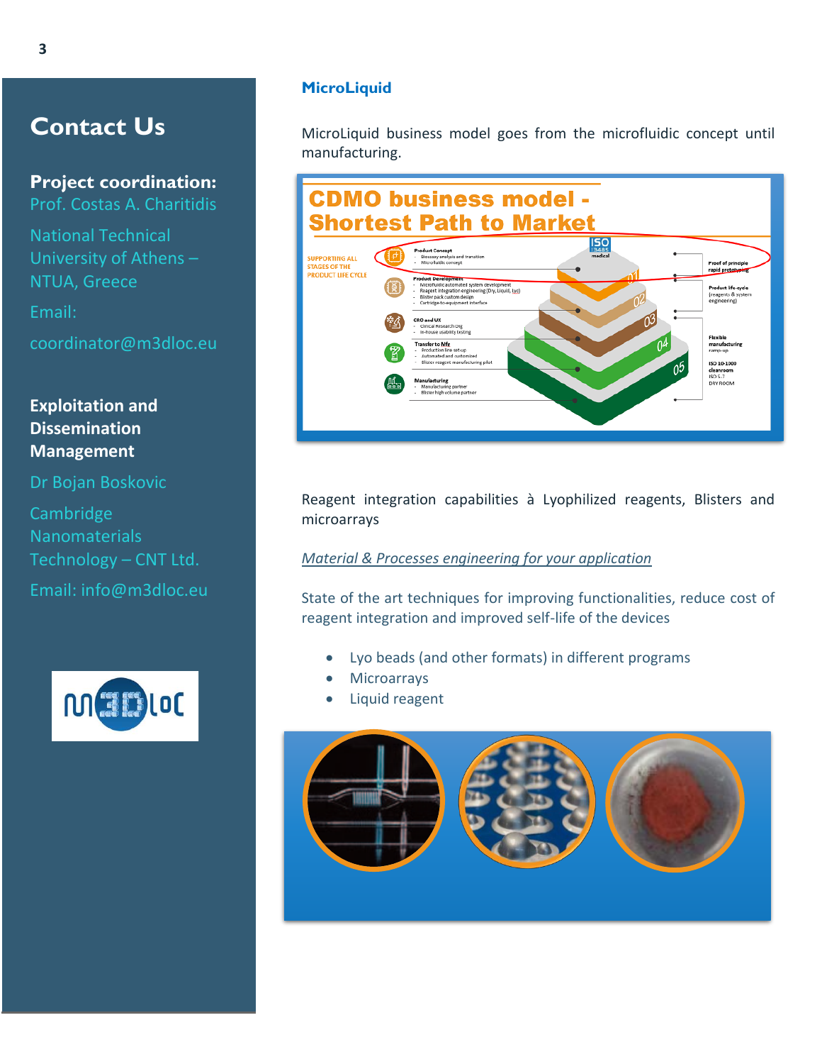## Contact Us

**Project coordination:**

Prof. Costas A. Charitidis

National Technical University of Athens – NTUA, Greece

Email:

coordinator@m3dloc.eu

**Exploitation and Dissemination Management**

Dr Bojan Boskovic

Cambridge Nanomaterials Technology – CNT Ltd.

Email: info@m3dloc.eu

## MicroLiquid

MicroLiquid business model goes from the microfluidic concept until manufacturing.

Reagent integration capabilities à Lyophilized reagents, Blisters and microarrays

*Material & Processes engineering for your application*

State of the art techniques for improving functionalities, reduce cost of reagent integration and improved self-life of the devices

- Lyo beads (and other formats) in different programs
- Microarrays
- Liquid reagent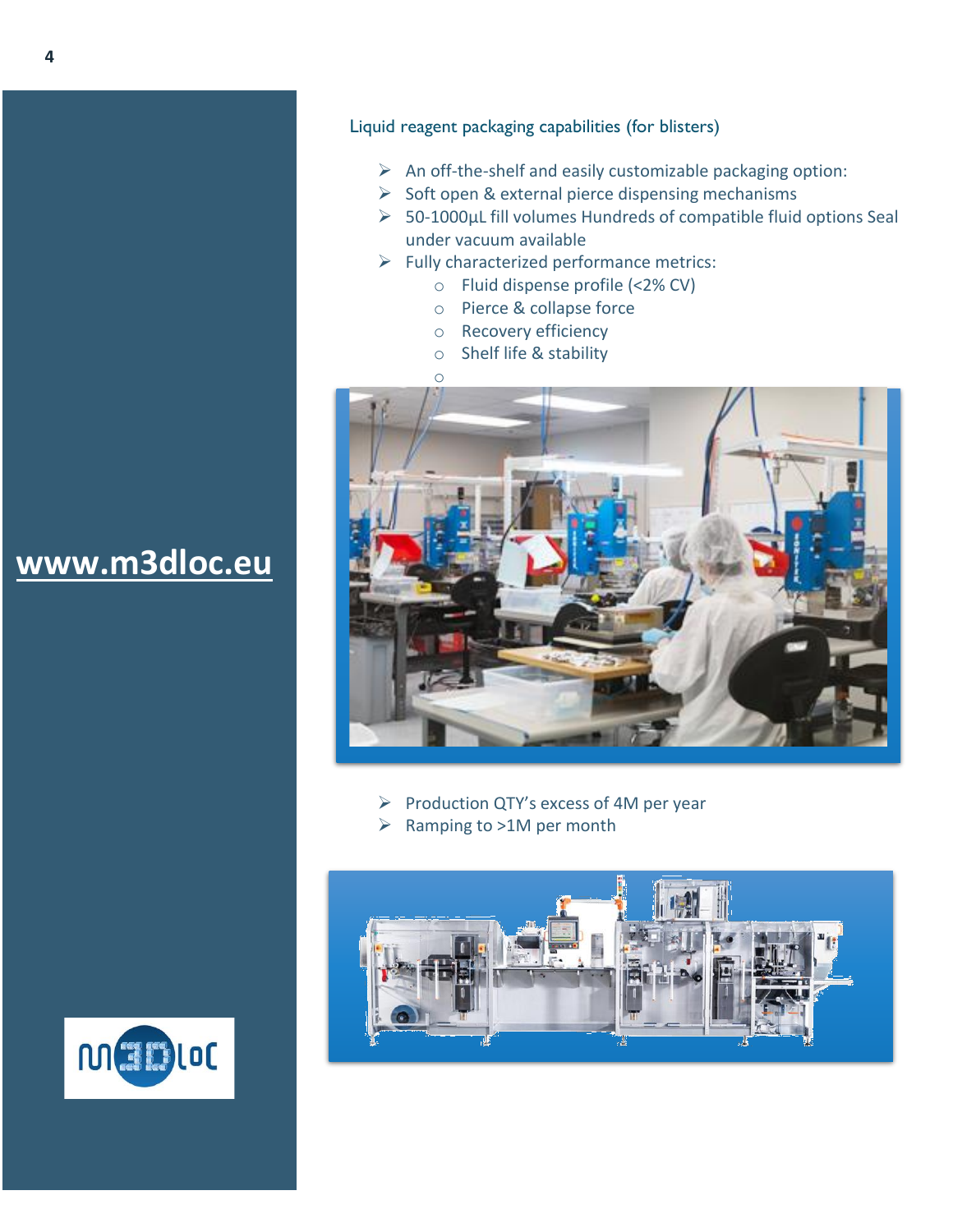**www.m3dloc.eu**

## Liquid reagent packaging capabilities (for blisters)

- An off-the-shelf and easily customizable packaging option:
- Soft open & external pierce dispensing mechanisms
- 50-1000µL fill volumes Hundreds of compatible fluid options Seal under vacuum available
- Fully characterized performance metrics:
  - Fluid dispense profile (<2% CV)
  - Pierce & collapse force
  - Recovery efficiency
  - Shelf life & stability

- Production QTY's excess of 4M per year
- Ramping to >1M per month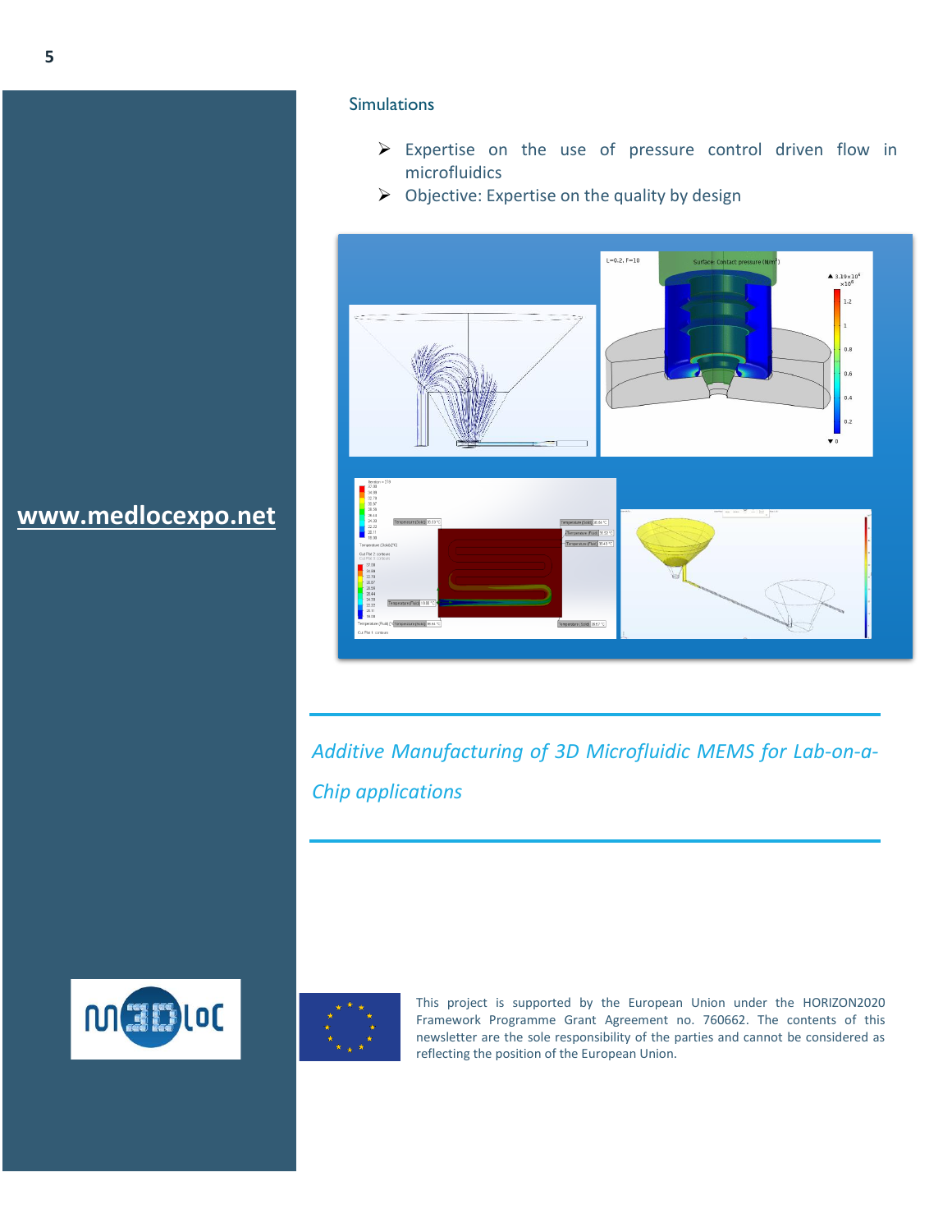## Simulations

- Expertise on the use of pressure control driven flow in microfluidics
- Objective: Expertise on the quality by design

**www.medlocexpo.net**

*Additive Manufacturing of 3D Microfluidic MEMS for Lab-on-a-Chip applications*

This project is supported by the European Union under the HORIZON2020 Framework Programme Grant Agreement no. 760662. The contents of this newsletter are the sole responsibility of the parties and cannot be considered as reflecting the position of the European Union.